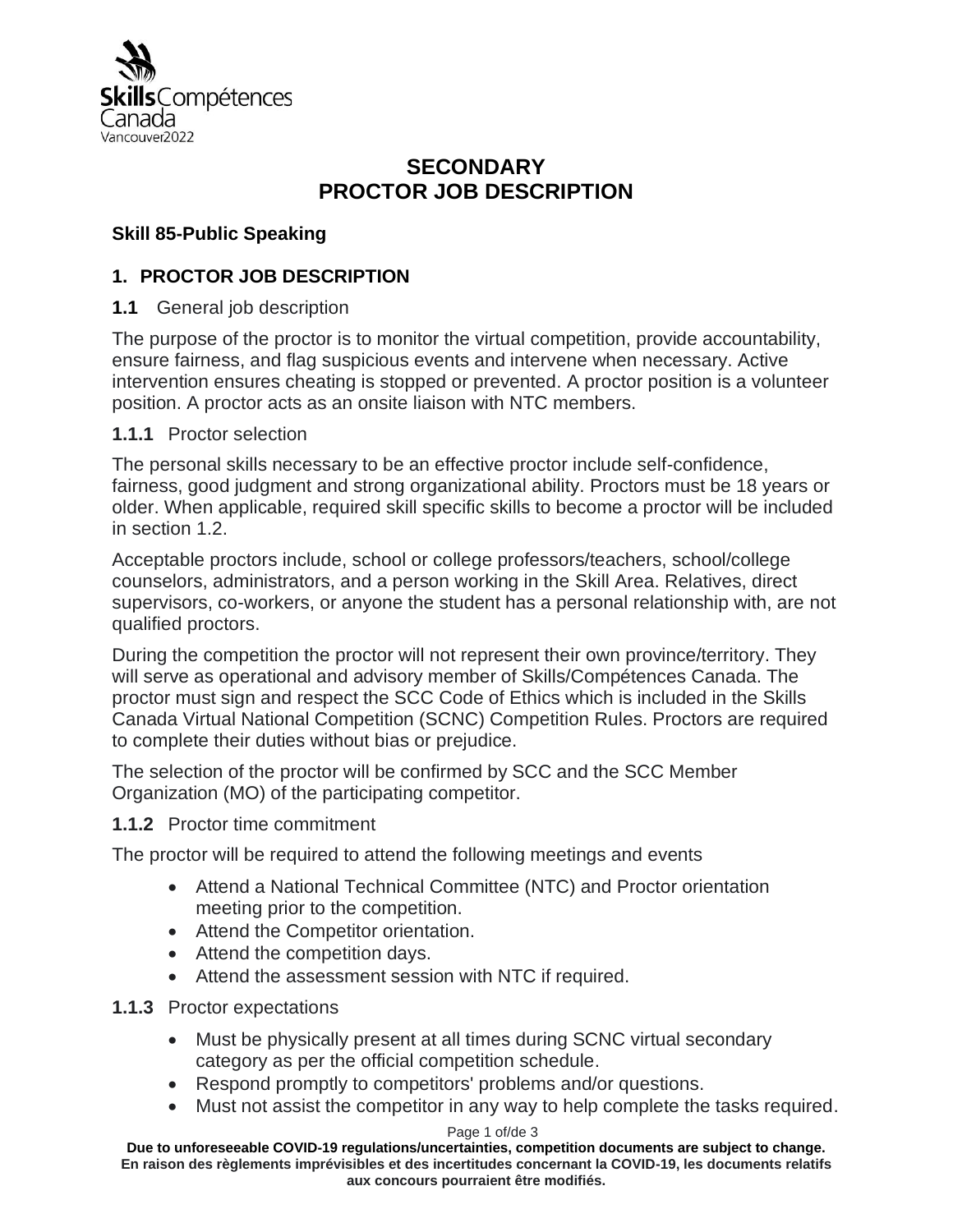# SECONDARY
# PROCTOR JOB DESCRIPTION

**Skill 85-Public Speaking**

## 1. PROCTOR JOB DESCRIPTION

**1.1** General job description

The purpose of the proctor is to monitor the virtual competition, provide accountability, ensure fairness, and flag suspicious events and intervene when necessary. Active intervention ensures cheating is stopped or prevented. A proctor position is a volunteer position. A proctor acts as an onsite liaison with NTC members.

**1.1.1** Proctor selection

The personal skills necessary to be an effective proctor include self-confidence, fairness, good judgment and strong organizational ability. Proctors must be 18 years or older. When applicable, required skill specific skills to become a proctor will be included in section 1.2.

Acceptable proctors include, school or college professors/teachers, school/college counselors, administrators, and a person working in the Skill Area. Relatives, direct supervisors, co-workers, or anyone the student has a personal relationship with, are not qualified proctors.

During the competition the proctor will not represent their own province/territory. They will serve as operational and advisory member of Skills/Compétences Canada. The proctor must sign and respect the SCC Code of Ethics which is included in the Skills Canada Virtual National Competition (SCNC) Competition Rules. Proctors are required to complete their duties without bias or prejudice.

The selection of the proctor will be confirmed by SCC and the SCC Member Organization (MO) of the participating competitor.

**1.1.2** Proctor time commitment

The proctor will be required to attend the following meetings and events

- Attend a National Technical Committee (NTC) and Proctor orientation meeting prior to the competition.
- Attend the Competitor orientation.
- Attend the competition days.
- Attend the assessment session with NTC if required.

**1.1.3** Proctor expectations

- Must be physically present at all times during SCNC virtual secondary category as per the official competition schedule.
- Respond promptly to competitors' problems and/or questions.
- Must not assist the competitor in any way to help complete the tasks required.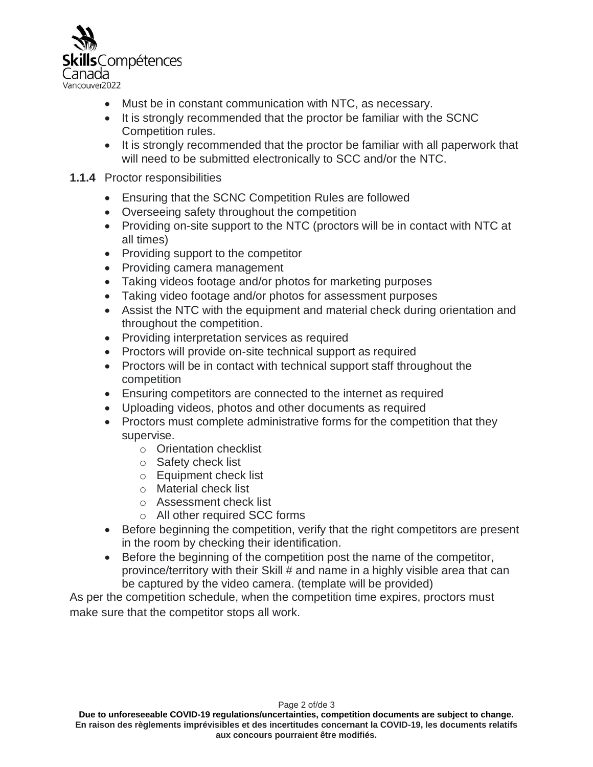- Must be in constant communication with NTC, as necessary.
- It is strongly recommended that the proctor be familiar with the SCNC Competition rules.
- It is strongly recommended that the proctor be familiar with all paperwork that will need to be submitted electronically to SCC and/or the NTC.

**1.1.4** Proctor responsibilities

- Ensuring that the SCNC Competition Rules are followed
- Overseeing safety throughout the competition
- Providing on-site support to the NTC (proctors will be in contact with NTC at all times)
- Providing support to the competitor
- Providing camera management
- Taking videos footage and/or photos for marketing purposes
- Taking video footage and/or photos for assessment purposes
- Assist the NTC with the equipment and material check during orientation and throughout the competition.
- Providing interpretation services as required
- Proctors will provide on-site technical support as required
- Proctors will be in contact with technical support staff throughout the competition
- Ensuring competitors are connected to the internet as required
- Uploading videos, photos and other documents as required
- Proctors must complete administrative forms for the competition that they supervise.
  - Orientation checklist
  - Safety check list
  - Equipment check list
  - Material check list
  - Assessment check list
  - All other required SCC forms
- Before beginning the competition, verify that the right competitors are present in the room by checking their identification.
- Before the beginning of the competition post the name of the competitor, province/territory with their Skill # and name in a highly visible area that can be captured by the video camera. (template will be provided)

As per the competition schedule, when the competition time expires, proctors must make sure that the competitor stops all work.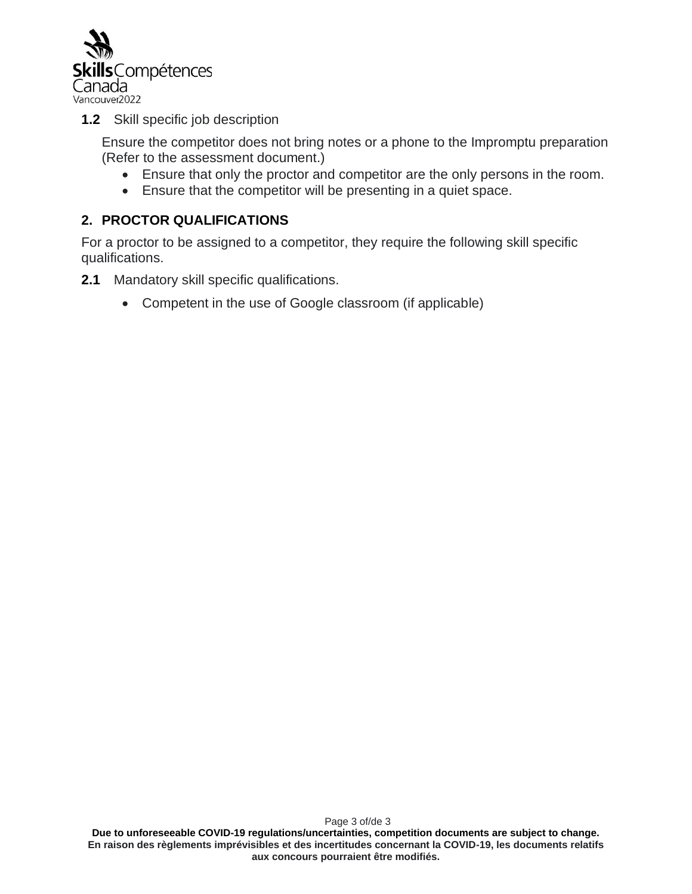**1.2** Skill specific job description

Ensure the competitor does not bring notes or a phone to the Impromptu preparation (Refer to the assessment document.)

- Ensure that only the proctor and competitor are the only persons in the room.
- Ensure that the competitor will be presenting in a quiet space.

## 2. PROCTOR QUALIFICATIONS

For a proctor to be assigned to a competitor, they require the following skill specific qualifications.

**2.1** Mandatory skill specific qualifications.

- Competent in the use of Google classroom (if applicable)